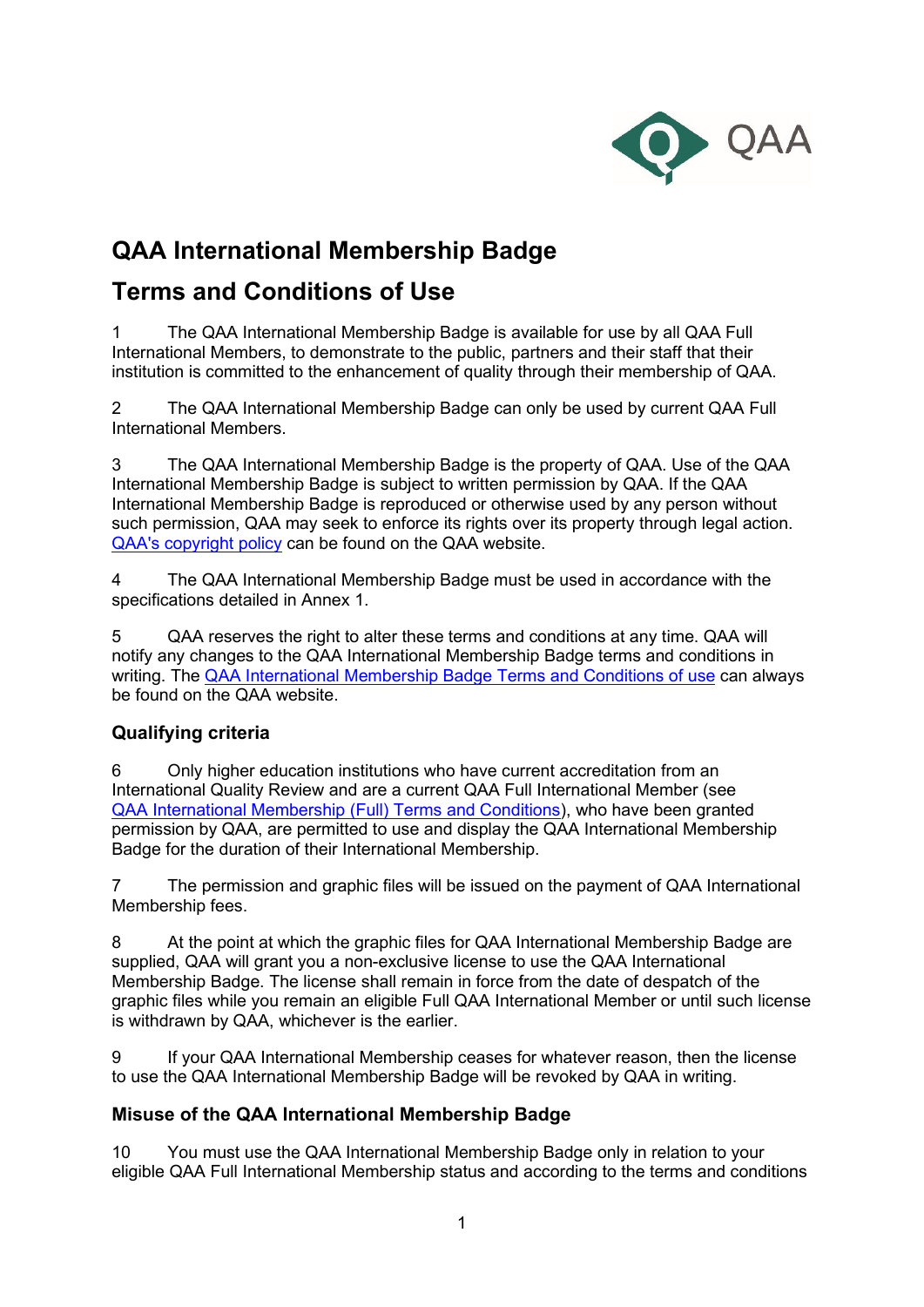# QAA International Membership Badge

# Terms and Conditions of Use

1 The QAA International Membership Badge is available for use by all QAA Full International Members, to demonstrate to the public, partners and their staff that their institution is committed to the enhancement of quality through their membership of QAA.

2 The QAA International Membership Badge can only be used by current QAA Full International Members.

3 The QAA International Membership Badge is the property of QAA. Use of the QAA International Membership Badge is subject to written permission by QAA. If the QAA International Membership Badge is reproduced or otherwise used by any person without such permission, QAA may seek to enforce its rights over its property through legal action. QAA's copyright policy can be found on the QAA website.

4 The QAA International Membership Badge must be used in accordance with the specifications detailed in Annex 1.

5 QAA reserves the right to alter these terms and conditions at any time. QAA will notify any changes to the QAA International Membership Badge terms and conditions in writing. The QAA International Membership Badge Terms and Conditions of use can always be found on the QAA website.

## Qualifying criteria

6 Only higher education institutions who have current accreditation from an International Quality Review and are a current QAA Full International Member (see QAA International Membership (Full) Terms and Conditions), who have been granted permission by QAA, are permitted to use and display the QAA International Membership Badge for the duration of their International Membership.

7 The permission and graphic files will be issued on the payment of QAA International Membership fees.

8 At the point at which the graphic files for QAA International Membership Badge are supplied, QAA will grant you a non-exclusive license to use the QAA International Membership Badge. The license shall remain in force from the date of despatch of the graphic files while you remain an eligible Full QAA International Member or until such license is withdrawn by QAA, whichever is the earlier.

9 If your QAA International Membership ceases for whatever reason, then the license to use the QAA International Membership Badge will be revoked by QAA in writing.

## Misuse of the QAA International Membership Badge

10 You must use the QAA International Membership Badge only in relation to your eligible QAA Full International Membership status and according to the terms and conditions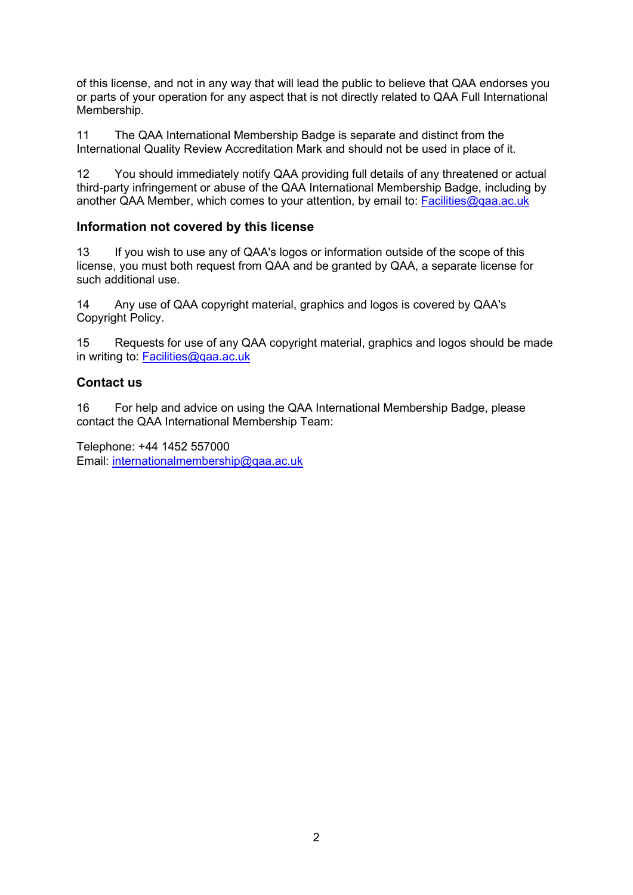of this license, and not in any way that will lead the public to believe that QAA endorses you or parts of your operation for any aspect that is not directly related to QAA Full International Membership.

11 The QAA International Membership Badge is separate and distinct from the International Quality Review Accreditation Mark and should not be used in place of it.

12 You should immediately notify QAA providing full details of any threatened or actual third-party infringement or abuse of the QAA International Membership Badge, including by another QAA Member, which comes to your attention, by email to: Facilities@qaa.ac.uk

### Information not covered by this license

13 If you wish to use any of QAA's logos or information outside of the scope of this license, you must both request from QAA and be granted by QAA, a separate license for such additional use.

14 Any use of QAA copyright material, graphics and logos is covered by QAA's Copyright Policy.

15 Requests for use of any QAA copyright material, graphics and logos should be made in writing to: Facilities@qaa.ac.uk

### Contact us

16 For help and advice on using the QAA International Membership Badge, please contact the QAA International Membership Team:

Telephone: +44 1452 557000
Email: internationalmembership@qaa.ac.uk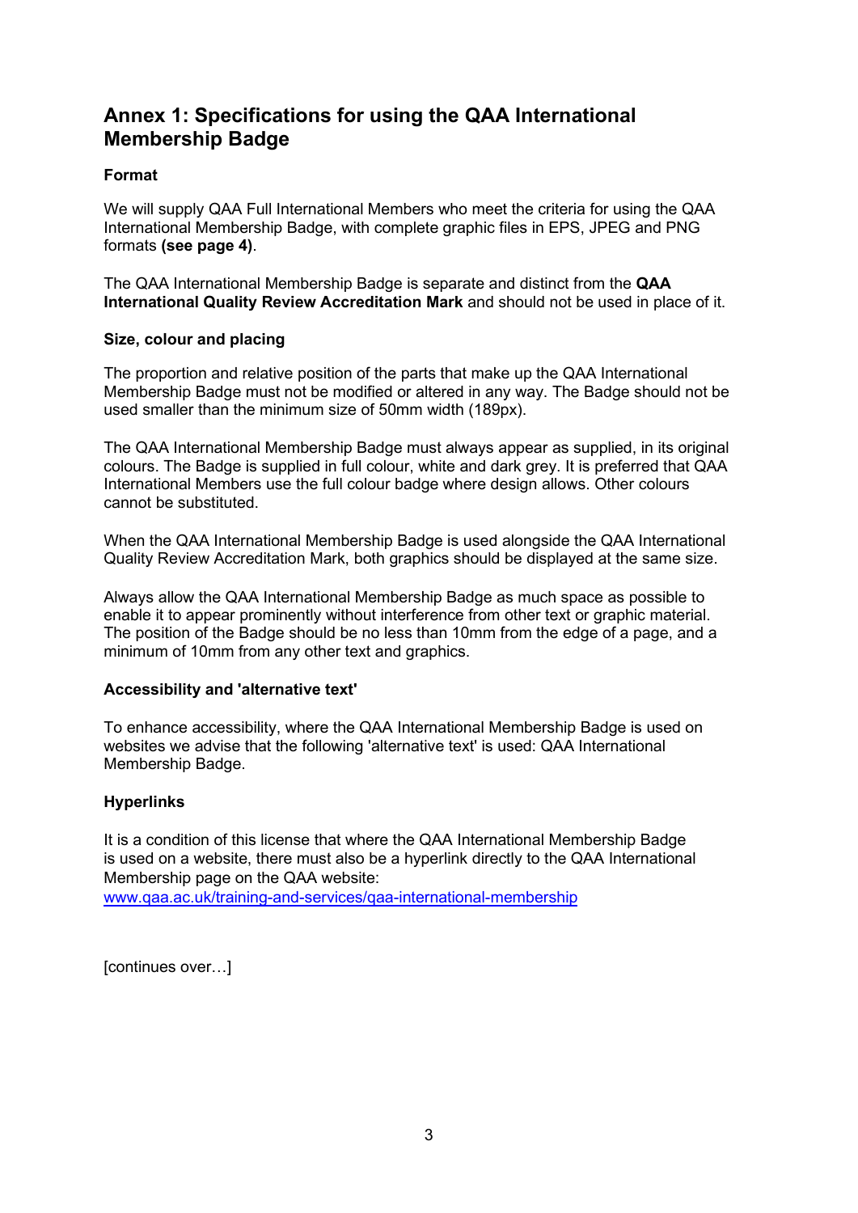## Annex 1: Specifications for using the QAA International Membership Badge

**Format**

We will supply QAA Full International Members who meet the criteria for using the QAA International Membership Badge, with complete graphic files in EPS, JPEG and PNG formats **(see page 4)**.

The QAA International Membership Badge is separate and distinct from the **QAA International Quality Review Accreditation Mark** and should not be used in place of it.

**Size, colour and placing**

The proportion and relative position of the parts that make up the QAA International Membership Badge must not be modified or altered in any way. The Badge should not be used smaller than the minimum size of 50mm width (189px).

The QAA International Membership Badge must always appear as supplied, in its original colours. The Badge is supplied in full colour, white and dark grey. It is preferred that QAA International Members use the full colour badge where design allows. Other colours cannot be substituted.

When the QAA International Membership Badge is used alongside the QAA International Quality Review Accreditation Mark, both graphics should be displayed at the same size.

Always allow the QAA International Membership Badge as much space as possible to enable it to appear prominently without interference from other text or graphic material. The position of the Badge should be no less than 10mm from the edge of a page, and a minimum of 10mm from any other text and graphics.

**Accessibility and 'alternative text'**

To enhance accessibility, where the QAA International Membership Badge is used on websites we advise that the following 'alternative text' is used: QAA International Membership Badge.

**Hyperlinks**

It is a condition of this license that where the QAA International Membership Badge is used on a website, there must also be a hyperlink directly to the QAA International Membership page on the QAA website:
[www.qaa.ac.uk/training-and-services/qaa-international-membership](http://www.qaa.ac.uk/training-and-services/qaa-international-membership)

[continues over…]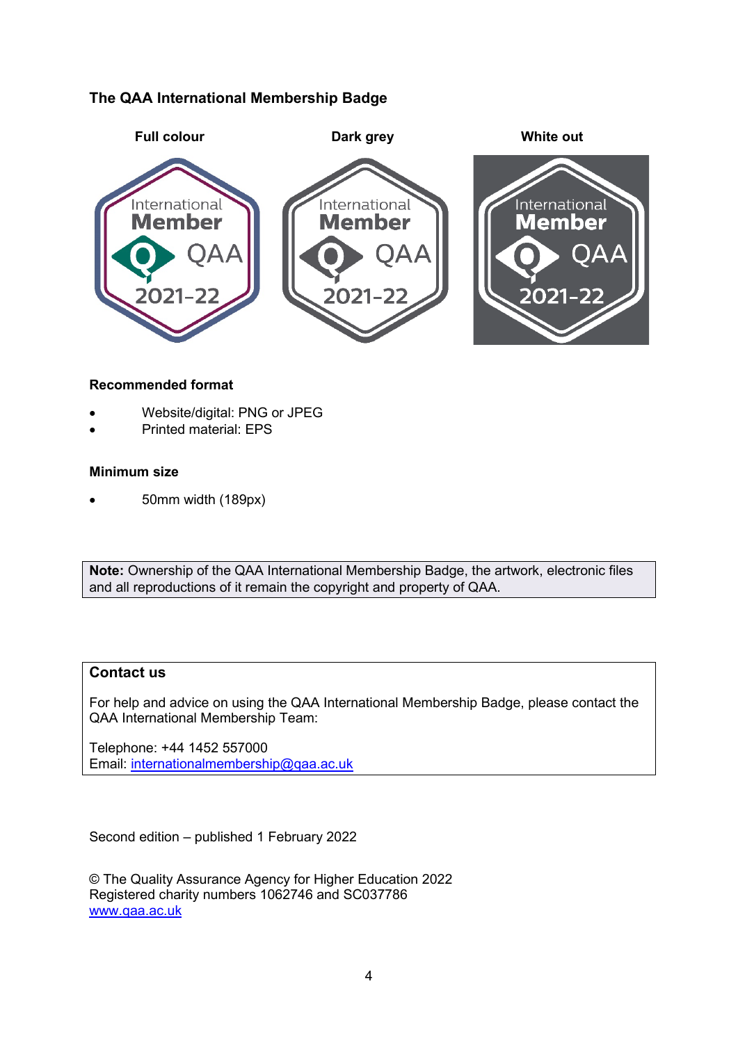## The QAA International Membership Badge

**Full colour** **Dark grey** **White out**

### Recommended format

- Website/digital: PNG or JPEG
- Printed material: EPS

### Minimum size

- 50mm width (189px)

**Note:** Ownership of the QAA International Membership Badge, the artwork, electronic files and all reproductions of it remain the copyright and property of QAA.

### Contact us

For help and advice on using the QAA International Membership Badge, please contact the QAA International Membership Team:

Telephone: +44 1452 557000
Email: [internationalmembership@qaa.ac.uk](mailto:internationalmembership@qaa.ac.uk)

Second edition – published 1 February 2022

© The Quality Assurance Agency for Higher Education 2022
Registered charity numbers 1062746 and SC037786
[www.qaa.ac.uk](http://www.qaa.ac.uk)